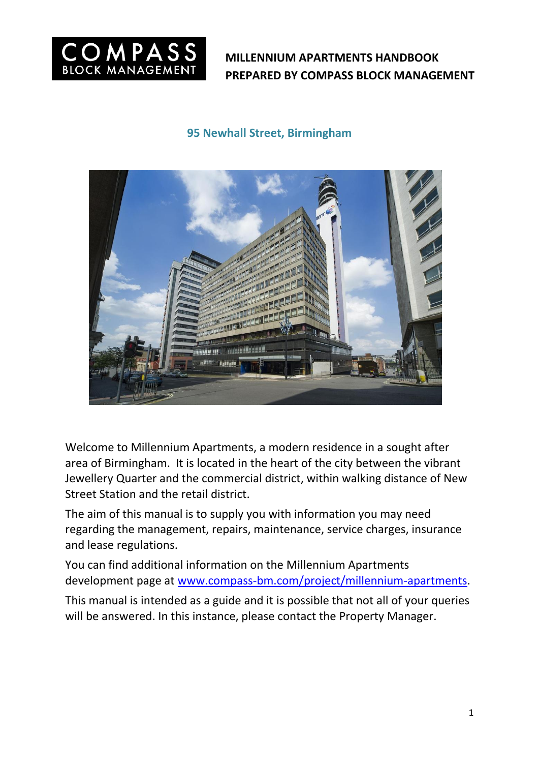COMPASS BLOCK MANAGEMENT

# MILLENNIUM APARTMENTS HANDBOOK
# PREPARED BY COMPASS BLOCK MANAGEMENT

## 95 Newhall Street, Birmingham

Welcome to Millennium Apartments, a modern residence in a sought after area of Birmingham. It is located in the heart of the city between the vibrant Jewellery Quarter and the commercial district, within walking distance of New Street Station and the retail district.

The aim of this manual is to supply you with information you may need regarding the management, repairs, maintenance, service charges, insurance and lease regulations.

You can find additional information on the Millennium Apartments development page at [www.compass-bm.com/project/millennium-apartments](http://www.compass-bm.com/project/millennium-apartments).

This manual is intended as a guide and it is possible that not all of your queries will be answered. In this instance, please contact the Property Manager.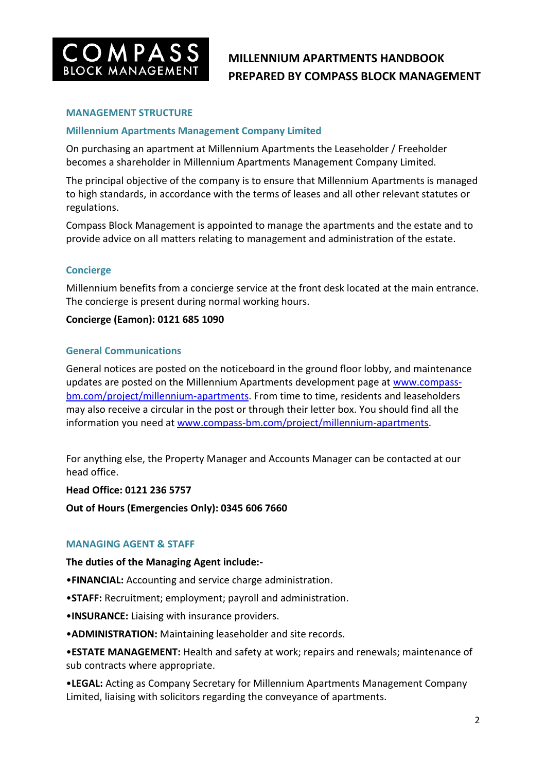## MANAGEMENT STRUCTURE

### Millennium Apartments Management Company Limited

On purchasing an apartment at Millennium Apartments the Leaseholder / Freeholder becomes a shareholder in Millennium Apartments Management Company Limited.

The principal objective of the company is to ensure that Millennium Apartments is managed to high standards, in accordance with the terms of leases and all other relevant statutes or regulations.

Compass Block Management is appointed to manage the apartments and the estate and to provide advice on all matters relating to management and administration of the estate.

### Concierge

Millennium benefits from a concierge service at the front desk located at the main entrance. The concierge is present during normal working hours.

**Concierge (Eamon): 0121 685 1090**

### General Communications

General notices are posted on the noticeboard in the ground floor lobby, and maintenance updates are posted on the Millennium Apartments development page at [www.compass-bm.com/project/millennium-apartments](http://www.compass-bm.com/project/millennium-apartments). From time to time, residents and leaseholders may also receive a circular in the post or through their letter box. You should find all the information you need at [www.compass-bm.com/project/millennium-apartments](http://www.compass-bm.com/project/millennium-apartments).

For anything else, the Property Manager and Accounts Manager can be contacted at our head office.

**Head Office: 0121 236 5757**

**Out of Hours (Emergencies Only): 0345 606 7660**

## MANAGING AGENT & STAFF

**The duties of the Managing Agent include:-**

- **FINANCIAL:** Accounting and service charge administration.
- **STAFF:** Recruitment; employment; payroll and administration.
- **INSURANCE:** Liaising with insurance providers.
- **ADMINISTRATION:** Maintaining leaseholder and site records.
- **ESTATE MANAGEMENT:** Health and safety at work; repairs and renewals; maintenance of sub contracts where appropriate.
- **LEGAL:** Acting as Company Secretary for Millennium Apartments Management Company Limited, liaising with solicitors regarding the conveyance of apartments.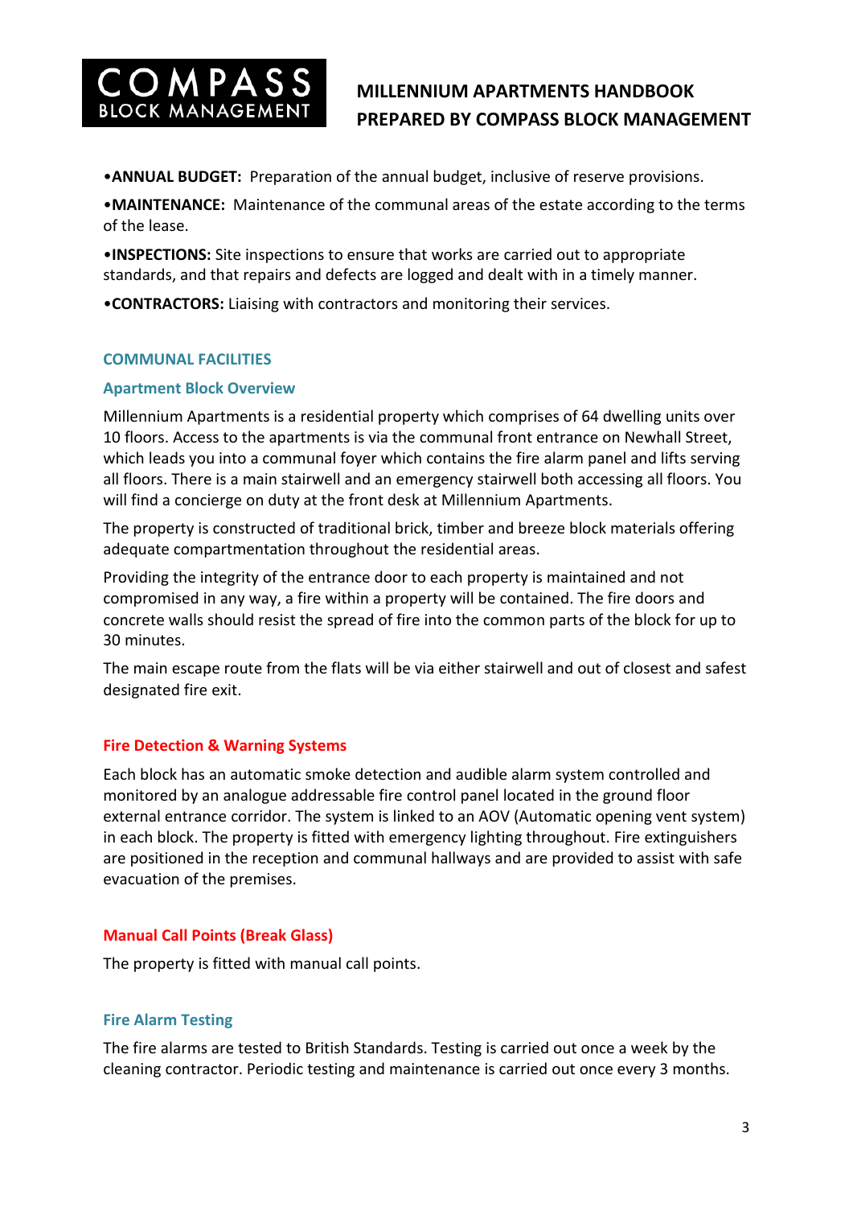•**ANNUAL BUDGET:** Preparation of the annual budget, inclusive of reserve provisions.

•**MAINTENANCE:** Maintenance of the communal areas of the estate according to the terms of the lease.

•**INSPECTIONS:** Site inspections to ensure that works are carried out to appropriate standards, and that repairs and defects are logged and dealt with in a timely manner.

•**CONTRACTORS:** Liaising with contractors and monitoring their services.

## COMMUNAL FACILITIES

### Apartment Block Overview

Millennium Apartments is a residential property which comprises of 64 dwelling units over 10 floors. Access to the apartments is via the communal front entrance on Newhall Street, which leads you into a communal foyer which contains the fire alarm panel and lifts serving all floors. There is a main stairwell and an emergency stairwell both accessing all floors. You will find a concierge on duty at the front desk at Millennium Apartments.

The property is constructed of traditional brick, timber and breeze block materials offering adequate compartmentation throughout the residential areas.

Providing the integrity of the entrance door to each property is maintained and not compromised in any way, a fire within a property will be contained. The fire doors and concrete walls should resist the spread of fire into the common parts of the block for up to 30 minutes.

The main escape route from the flats will be via either stairwell and out of closest and safest designated fire exit.

### Fire Detection & Warning Systems

Each block has an automatic smoke detection and audible alarm system controlled and monitored by an analogue addressable fire control panel located in the ground floor external entrance corridor. The system is linked to an AOV (Automatic opening vent system) in each block. The property is fitted with emergency lighting throughout. Fire extinguishers are positioned in the reception and communal hallways and are provided to assist with safe evacuation of the premises.

### Manual Call Points (Break Glass)

The property is fitted with manual call points.

### Fire Alarm Testing

The fire alarms are tested to British Standards. Testing is carried out once a week by the cleaning contractor. Periodic testing and maintenance is carried out once every 3 months.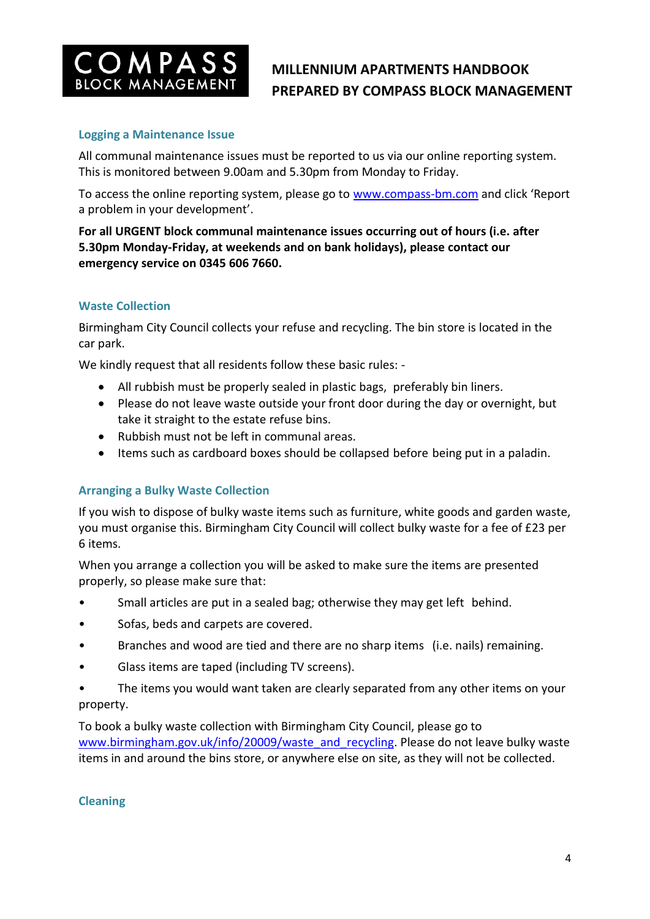## Logging a Maintenance Issue

All communal maintenance issues must be reported to us via our online reporting system. This is monitored between 9.00am and 5.30pm from Monday to Friday.

To access the online reporting system, please go to [www.compass-bm.com](http://www.compass-bm.com) and click 'Report a problem in your development'.

**For all URGENT block communal maintenance issues occurring out of hours (i.e. after 5.30pm Monday-Friday, at weekends and on bank holidays), please contact our emergency service on 0345 606 7660.**

## Waste Collection

Birmingham City Council collects your refuse and recycling. The bin store is located in the car park.

We kindly request that all residents follow these basic rules: -

- All rubbish must be properly sealed in plastic bags, preferably bin liners.
- Please do not leave waste outside your front door during the day or overnight, but take it straight to the estate refuse bins.
- Rubbish must not be left in communal areas.
- Items such as cardboard boxes should be collapsed before being put in a paladin.

## Arranging a Bulky Waste Collection

If you wish to dispose of bulky waste items such as furniture, white goods and garden waste, you must organise this. Birmingham City Council will collect bulky waste for a fee of £23 per 6 items.

When you arrange a collection you will be asked to make sure the items are presented properly, so please make sure that:

- Small articles are put in a sealed bag; otherwise they may get left behind.
- Sofas, beds and carpets are covered.
- Branches and wood are tied and there are no sharp items (i.e. nails) remaining.
- Glass items are taped (including TV screens).
- The items you would want taken are clearly separated from any other items on your property.

To book a bulky waste collection with Birmingham City Council, please go to [www.birmingham.gov.uk/info/20009/waste_and_recycling](http://www.birmingham.gov.uk/info/20009/waste_and_recycling). Please do not leave bulky waste items in and around the bins store, or anywhere else on site, as they will not be collected.

## Cleaning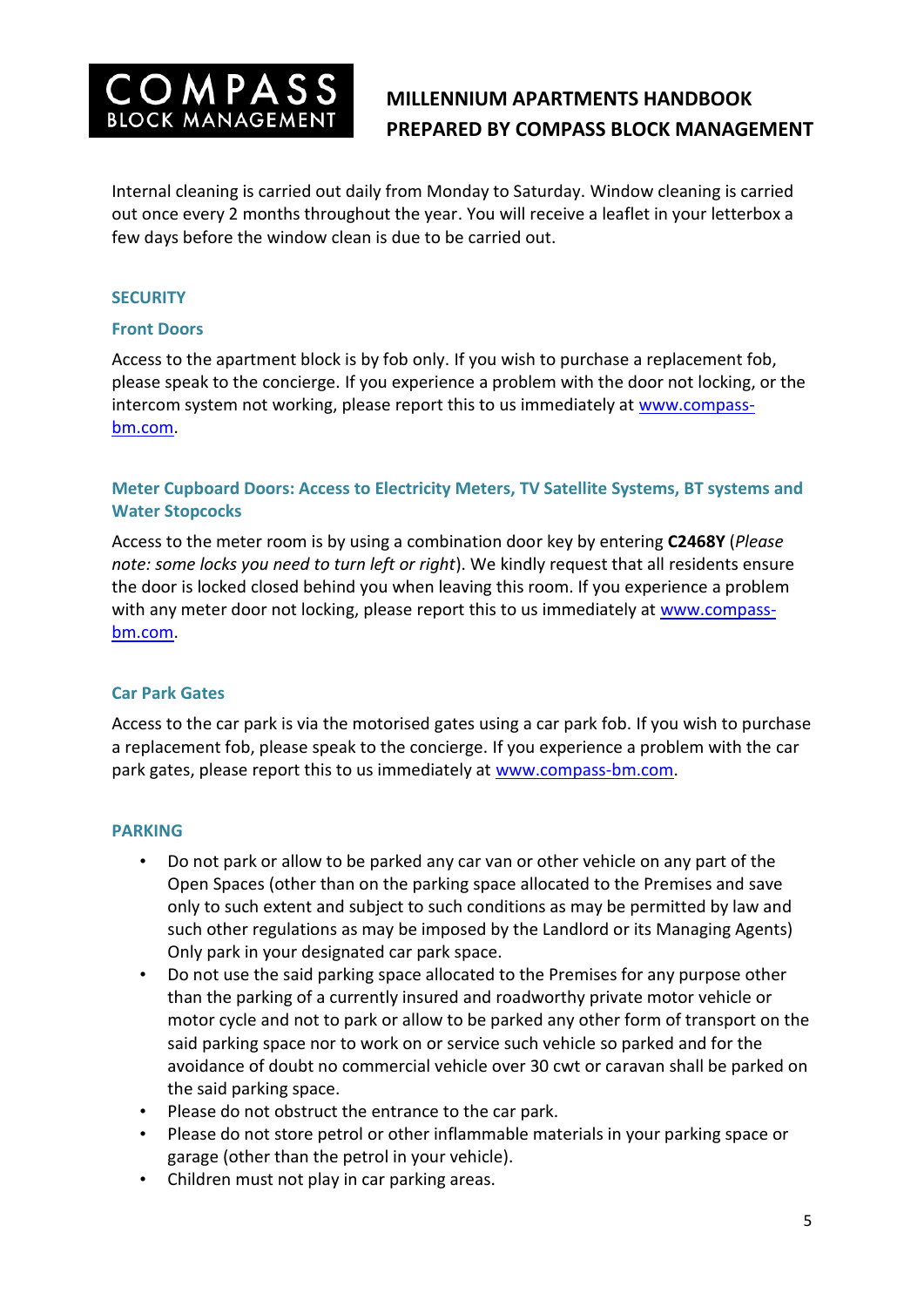Internal cleaning is carried out daily from Monday to Saturday. Window cleaning is carried out once every 2 months throughout the year. You will receive a leaflet in your letterbox a few days before the window clean is due to be carried out.

## SECURITY

### Front Doors

Access to the apartment block is by fob only. If you wish to purchase a replacement fob, please speak to the concierge. If you experience a problem with the door not locking, or the intercom system not working, please report this to us immediately at [www.compass-bm.com](http://www.compass-bm.com).

### Meter Cupboard Doors: Access to Electricity Meters, TV Satellite Systems, BT systems and Water Stopcocks

Access to the meter room is by using a combination door key by entering **C2468Y** (*Please note: some locks you need to turn left or right*). We kindly request that all residents ensure the door is locked closed behind you when leaving this room. If you experience a problem with any meter door not locking, please report this to us immediately at [www.compass-bm.com](http://www.compass-bm.com).

### Car Park Gates

Access to the car park is via the motorised gates using a car park fob. If you wish to purchase a replacement fob, please speak to the concierge. If you experience a problem with the car park gates, please report this to us immediately at [www.compass-bm.com](http://www.compass-bm.com).

## PARKING

- Do not park or allow to be parked any car van or other vehicle on any part of the Open Spaces (other than on the parking space allocated to the Premises and save only to such extent and subject to such conditions as may be permitted by law and such other regulations as may be imposed by the Landlord or its Managing Agents) Only park in your designated car park space.
- Do not use the said parking space allocated to the Premises for any purpose other than the parking of a currently insured and roadworthy private motor vehicle or motor cycle and not to park or allow to be parked any other form of transport on the said parking space nor to work on or service such vehicle so parked and for the avoidance of doubt no commercial vehicle over 30 cwt or caravan shall be parked on the said parking space.
- Please do not obstruct the entrance to the car park.
- Please do not store petrol or other inflammable materials in your parking space or garage (other than the petrol in your vehicle).
- Children must not play in car parking areas.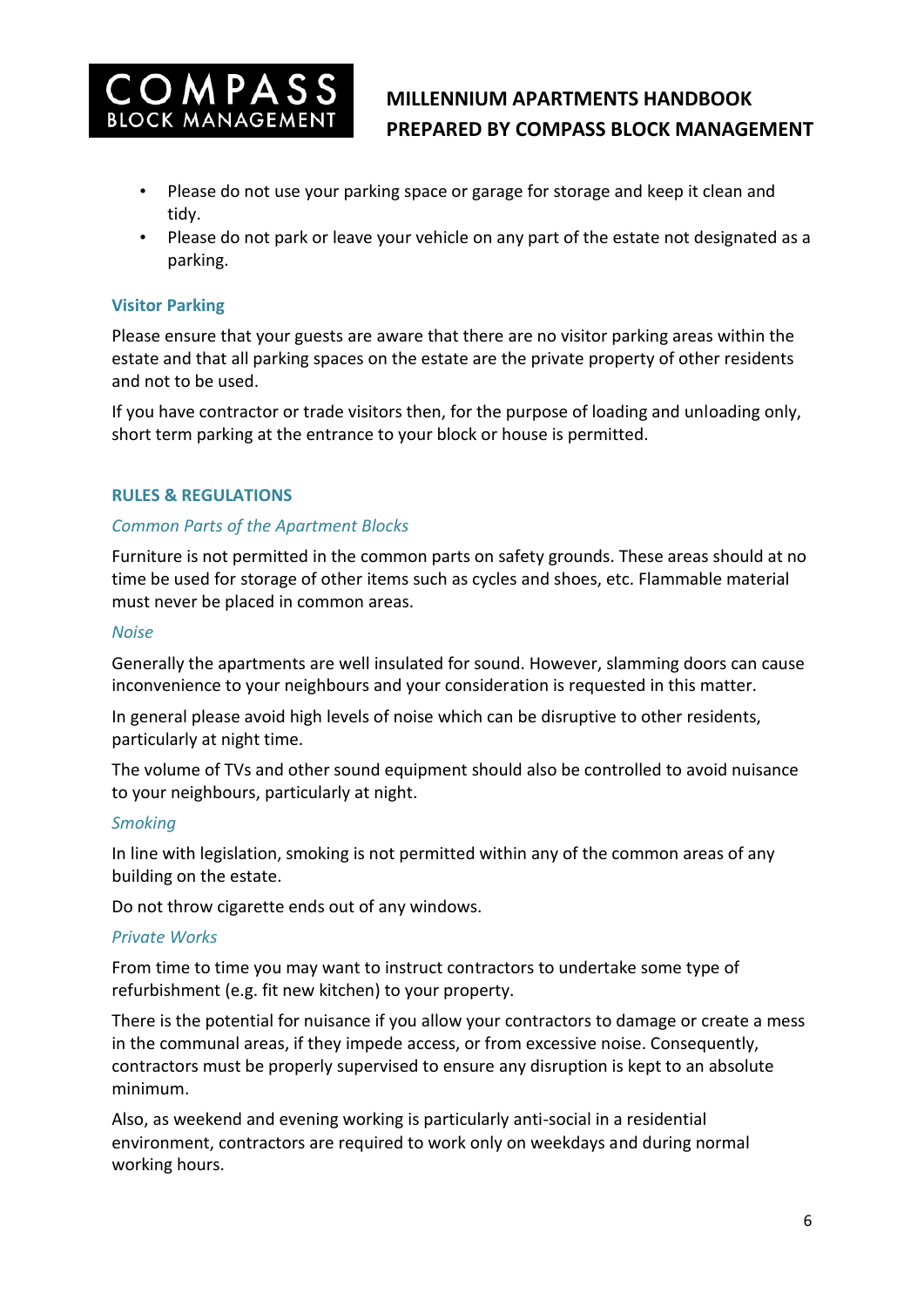- Please do not use your parking space or garage for storage and keep it clean and tidy.
- Please do not park or leave your vehicle on any part of the estate not designated as a parking.

### Visitor Parking

Please ensure that your guests are aware that there are no visitor parking areas within the estate and that all parking spaces on the estate are the private property of other residents and not to be used.

If you have contractor or trade visitors then, for the purpose of loading and unloading only, short term parking at the entrance to your block or house is permitted.

## RULES & REGULATIONS

*Common Parts of the Apartment Blocks*

Furniture is not permitted in the common parts on safety grounds. These areas should at no time be used for storage of other items such as cycles and shoes, etc. Flammable material must never be placed in common areas.

*Noise*

Generally the apartments are well insulated for sound. However, slamming doors can cause inconvenience to your neighbours and your consideration is requested in this matter.

In general please avoid high levels of noise which can be disruptive to other residents, particularly at night time.

The volume of TVs and other sound equipment should also be controlled to avoid nuisance to your neighbours, particularly at night.

*Smoking*

In line with legislation, smoking is not permitted within any of the common areas of any building on the estate.

Do not throw cigarette ends out of any windows.

*Private Works*

From time to time you may want to instruct contractors to undertake some type of refurbishment (e.g. fit new kitchen) to your property.

There is the potential for nuisance if you allow your contractors to damage or create a mess in the communal areas, if they impede access, or from excessive noise. Consequently, contractors must be properly supervised to ensure any disruption is kept to an absolute minimum.

Also, as weekend and evening working is particularly anti-social in a residential environment, contractors are required to work only on weekdays and during normal working hours.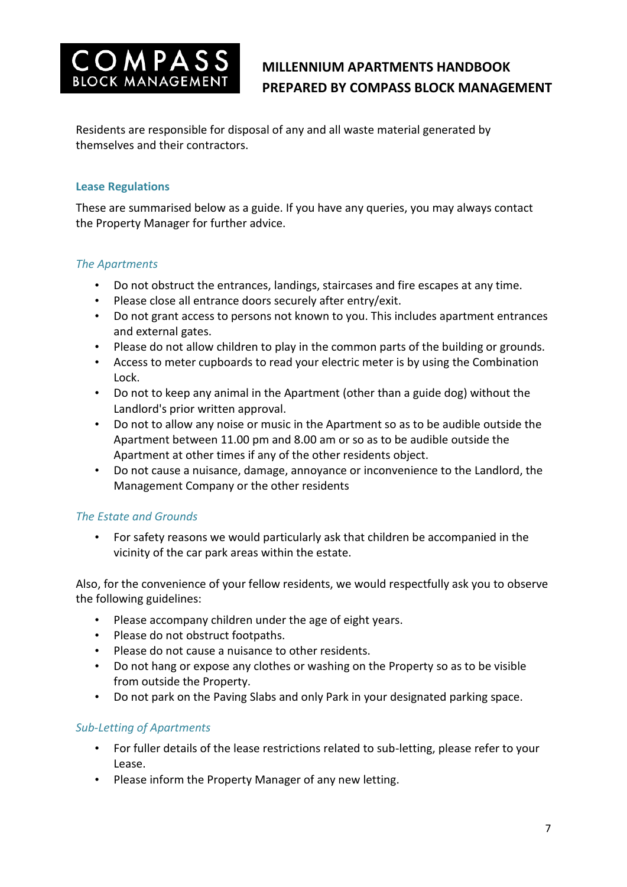Residents are responsible for disposal of any and all waste material generated by themselves and their contractors.

### Lease Regulations

These are summarised below as a guide. If you have any queries, you may always contact the Property Manager for further advice.

#### *The Apartments*

- Do not obstruct the entrances, landings, staircases and fire escapes at any time.
- Please close all entrance doors securely after entry/exit.
- Do not grant access to persons not known to you. This includes apartment entrances and external gates.
- Please do not allow children to play in the common parts of the building or grounds.
- Access to meter cupboards to read your electric meter is by using the Combination Lock.
- Do not to keep any animal in the Apartment (other than a guide dog) without the Landlord's prior written approval.
- Do not to allow any noise or music in the Apartment so as to be audible outside the Apartment between 11.00 pm and 8.00 am or so as to be audible outside the Apartment at other times if any of the other residents object.
- Do not cause a nuisance, damage, annoyance or inconvenience to the Landlord, the Management Company or the other residents

#### *The Estate and Grounds*

- For safety reasons we would particularly ask that children be accompanied in the vicinity of the car park areas within the estate.

Also, for the convenience of your fellow residents, we would respectfully ask you to observe the following guidelines:

- Please accompany children under the age of eight years.
- Please do not obstruct footpaths.
- Please do not cause a nuisance to other residents.
- Do not hang or expose any clothes or washing on the Property so as to be visible from outside the Property.
- Do not park on the Paving Slabs and only Park in your designated parking space.

#### *Sub-Letting of Apartments*

- For fuller details of the lease restrictions related to sub-letting, please refer to your Lease.
- Please inform the Property Manager of any new letting.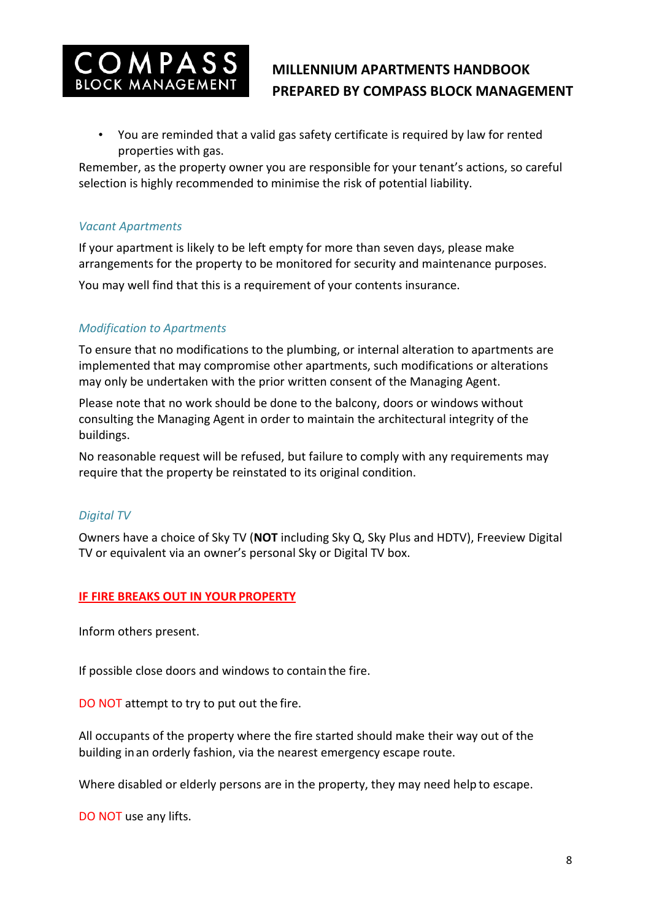- You are reminded that a valid gas safety certificate is required by law for rented properties with gas.

Remember, as the property owner you are responsible for your tenant's actions, so careful selection is highly recommended to minimise the risk of potential liability.

### *Vacant Apartments*

If your apartment is likely to be left empty for more than seven days, please make arrangements for the property to be monitored for security and maintenance purposes.

You may well find that this is a requirement of your contents insurance.

### *Modification to Apartments*

To ensure that no modifications to the plumbing, or internal alteration to apartments are implemented that may compromise other apartments, such modifications or alterations may only be undertaken with the prior written consent of the Managing Agent.

Please note that no work should be done to the balcony, doors or windows without consulting the Managing Agent in order to maintain the architectural integrity of the buildings.

No reasonable request will be refused, but failure to comply with any requirements may require that the property be reinstated to its original condition.

### *Digital TV*

Owners have a choice of Sky TV (**NOT** including Sky Q, Sky Plus and HDTV), Freeview Digital TV or equivalent via an owner's personal Sky or Digital TV box.

## IF FIRE BREAKS OUT IN YOUR PROPERTY

Inform others present.

If possible close doors and windows to contain the fire.

DO NOT attempt to try to put out the fire.

All occupants of the property where the fire started should make their way out of the building in an orderly fashion, via the nearest emergency escape route.

Where disabled or elderly persons are in the property, they may need help to escape.

DO NOT use any lifts.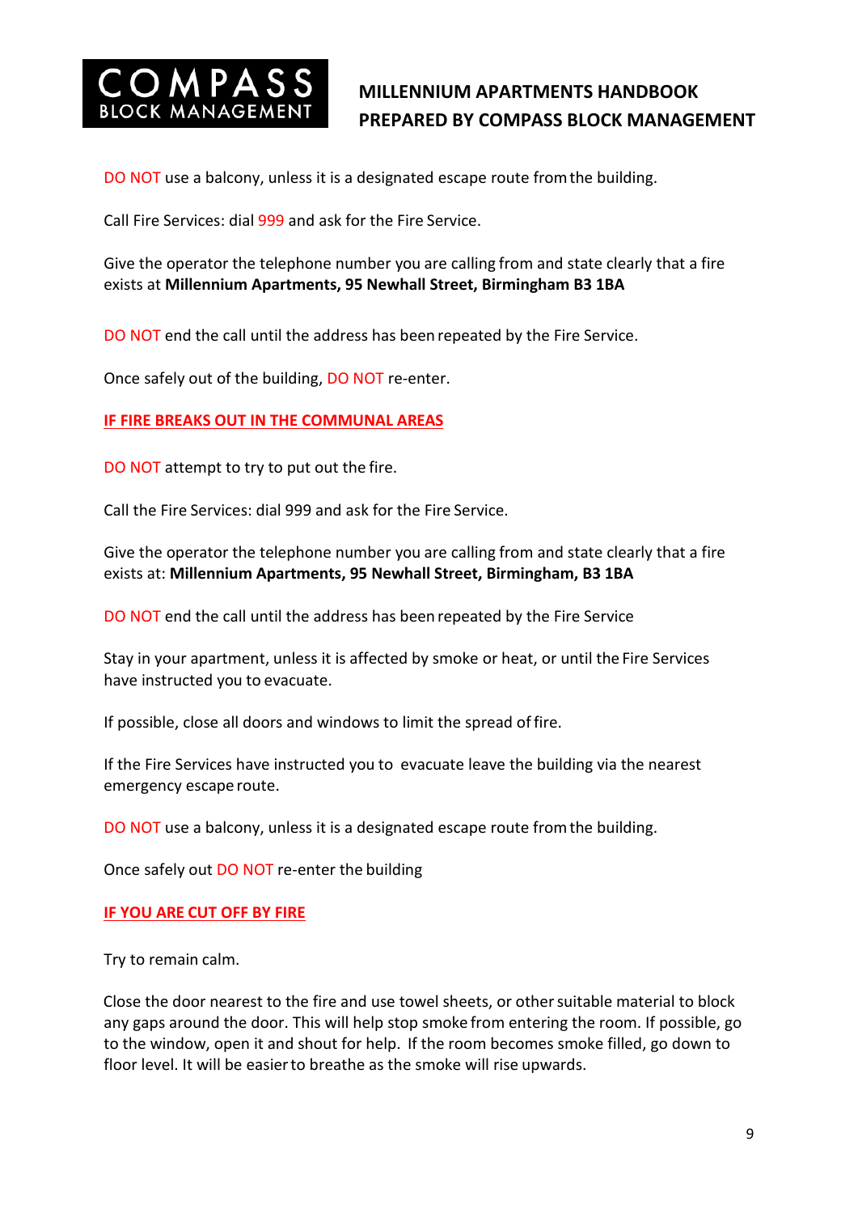DO NOT use a balcony, unless it is a designated escape route from the building.

Call Fire Services: dial 999 and ask for the Fire Service.

Give the operator the telephone number you are calling from and state clearly that a fire exists at **Millennium Apartments, 95 Newhall Street, Birmingham B3 1BA**

DO NOT end the call until the address has been repeated by the Fire Service.

Once safely out of the building, DO NOT re-enter.

## IF FIRE BREAKS OUT IN THE COMMUNAL AREAS

DO NOT attempt to try to put out the fire.

Call the Fire Services: dial 999 and ask for the Fire Service.

Give the operator the telephone number you are calling from and state clearly that a fire exists at: **Millennium Apartments, 95 Newhall Street, Birmingham, B3 1BA**

DO NOT end the call until the address has been repeated by the Fire Service

Stay in your apartment, unless it is affected by smoke or heat, or until the Fire Services have instructed you to evacuate.

If possible, close all doors and windows to limit the spread of fire.

If the Fire Services have instructed you to evacuate leave the building via the nearest emergency escape route.

DO NOT use a balcony, unless it is a designated escape route from the building.

Once safely out DO NOT re-enter the building

## IF YOU ARE CUT OFF BY FIRE

Try to remain calm.

Close the door nearest to the fire and use towel sheets, or other suitable material to block any gaps around the door. This will help stop smoke from entering the room. If possible, go to the window, open it and shout for help. If the room becomes smoke filled, go down to floor level. It will be easier to breathe as the smoke will rise upwards.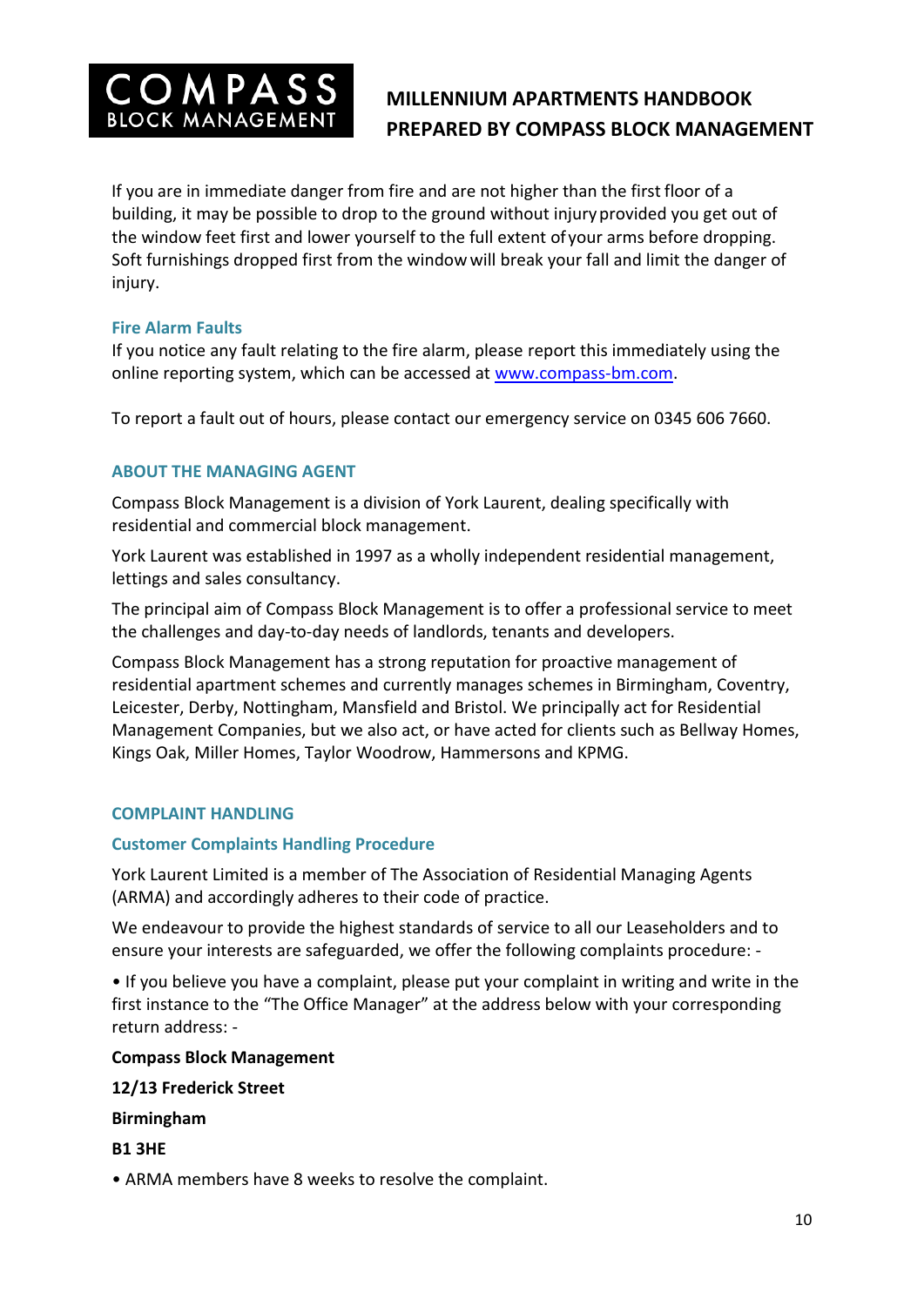If you are in immediate danger from fire and are not higher than the first floor of a building, it may be possible to drop to the ground without injury provided you get out of the window feet first and lower yourself to the full extent of your arms before dropping. Soft furnishings dropped first from the window will break your fall and limit the danger of injury.

### Fire Alarm Faults

If you notice any fault relating to the fire alarm, please report this immediately using the online reporting system, which can be accessed at [www.compass-bm.com](http://www.compass-bm.com).

To report a fault out of hours, please contact our emergency service on 0345 606 7660.

## ABOUT THE MANAGING AGENT

Compass Block Management is a division of York Laurent, dealing specifically with residential and commercial block management.

York Laurent was established in 1997 as a wholly independent residential management, lettings and sales consultancy.

The principal aim of Compass Block Management is to offer a professional service to meet the challenges and day-to-day needs of landlords, tenants and developers.

Compass Block Management has a strong reputation for proactive management of residential apartment schemes and currently manages schemes in Birmingham, Coventry, Leicester, Derby, Nottingham, Mansfield and Bristol. We principally act for Residential Management Companies, but we also act, or have acted for clients such as Bellway Homes, Kings Oak, Miller Homes, Taylor Woodrow, Hammersons and KPMG.

## COMPLAINT HANDLING

### Customer Complaints Handling Procedure

York Laurent Limited is a member of The Association of Residential Managing Agents (ARMA) and accordingly adheres to their code of practice.

We endeavour to provide the highest standards of service to all our Leaseholders and to ensure your interests are safeguarded, we offer the following complaints procedure: -

- If you believe you have a complaint, please put your complaint in writing and write in the first instance to the "The Office Manager" at the address below with your corresponding return address: -

**Compass Block Management**

**12/13 Frederick Street**

**Birmingham**

**B1 3HE**

- ARMA members have 8 weeks to resolve the complaint.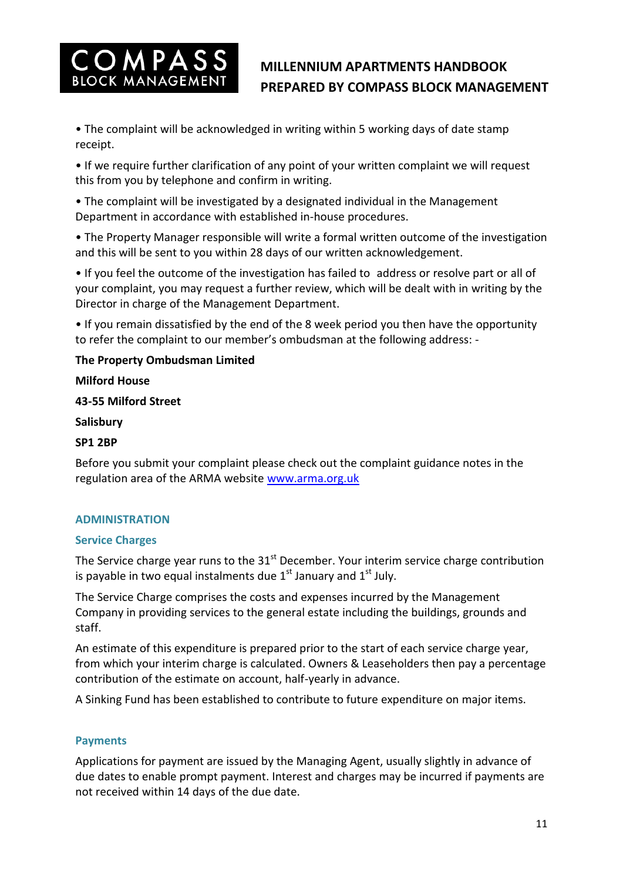- The complaint will be acknowledged in writing within 5 working days of date stamp receipt.
- If we require further clarification of any point of your written complaint we will request this from you by telephone and confirm in writing.
- The complaint will be investigated by a designated individual in the Management Department in accordance with established in-house procedures.
- The Property Manager responsible will write a formal written outcome of the investigation and this will be sent to you within 28 days of our written acknowledgement.
- If you feel the outcome of the investigation has failed to address or resolve part or all of your complaint, you may request a further review, which will be dealt with in writing by the Director in charge of the Management Department.
- If you remain dissatisfied by the end of the 8 week period you then have the opportunity to refer the complaint to our member's ombudsman at the following address: -

**The Property Ombudsman Limited**

**Milford House**

**43-55 Milford Street**

**Salisbury**

**SP1 2BP**

Before you submit your complaint please check out the complaint guidance notes in the regulation area of the ARMA website [www.arma.org.uk](http://www.arma.org.uk)

## ADMINISTRATION

### Service Charges

The Service charge year runs to the 31st December. Your interim service charge contribution is payable in two equal instalments due 1st January and 1st July.

The Service Charge comprises the costs and expenses incurred by the Management Company in providing services to the general estate including the buildings, grounds and staff.

An estimate of this expenditure is prepared prior to the start of each service charge year, from which your interim charge is calculated. Owners & Leaseholders then pay a percentage contribution of the estimate on account, half-yearly in advance.

A Sinking Fund has been established to contribute to future expenditure on major items.

### Payments

Applications for payment are issued by the Managing Agent, usually slightly in advance of due dates to enable prompt payment. Interest and charges may be incurred if payments are not received within 14 days of the due date.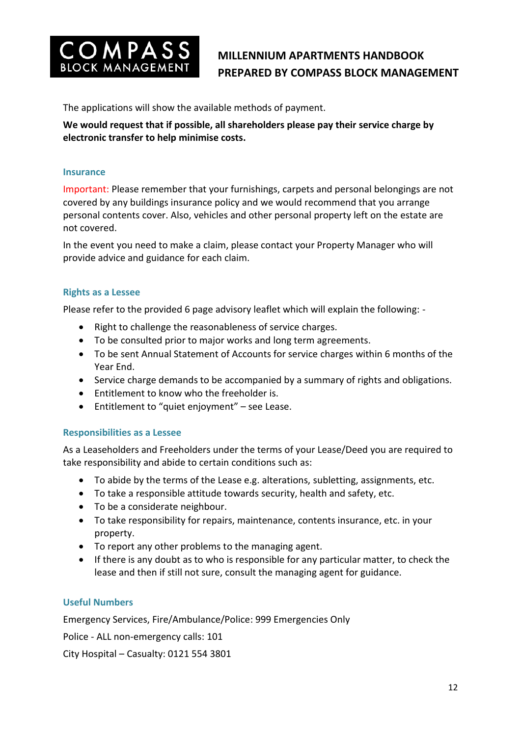The applications will show the available methods of payment.

**We would request that if possible, all shareholders please pay their service charge by electronic transfer to help minimise costs.**

### Insurance

Important: Please remember that your furnishings, carpets and personal belongings are not covered by any buildings insurance policy and we would recommend that you arrange personal contents cover. Also, vehicles and other personal property left on the estate are not covered.

In the event you need to make a claim, please contact your Property Manager who will provide advice and guidance for each claim.

### Rights as a Lessee

Please refer to the provided 6 page advisory leaflet which will explain the following: -

- Right to challenge the reasonableness of service charges.
- To be consulted prior to major works and long term agreements.
- To be sent Annual Statement of Accounts for service charges within 6 months of the Year End.
- Service charge demands to be accompanied by a summary of rights and obligations.
- Entitlement to know who the freeholder is.
- Entitlement to "quiet enjoyment" – see Lease.

### Responsibilities as a Lessee

As a Leaseholders and Freeholders under the terms of your Lease/Deed you are required to take responsibility and abide to certain conditions such as:

- To abide by the terms of the Lease e.g. alterations, subletting, assignments, etc.
- To take a responsible attitude towards security, health and safety, etc.
- To be a considerate neighbour.
- To take responsibility for repairs, maintenance, contents insurance, etc. in your property.
- To report any other problems to the managing agent.
- If there is any doubt as to who is responsible for any particular matter, to check the lease and then if still not sure, consult the managing agent for guidance.

### Useful Numbers

Emergency Services, Fire/Ambulance/Police: 999 Emergencies Only

Police - ALL non-emergency calls: 101

City Hospital – Casualty: 0121 554 3801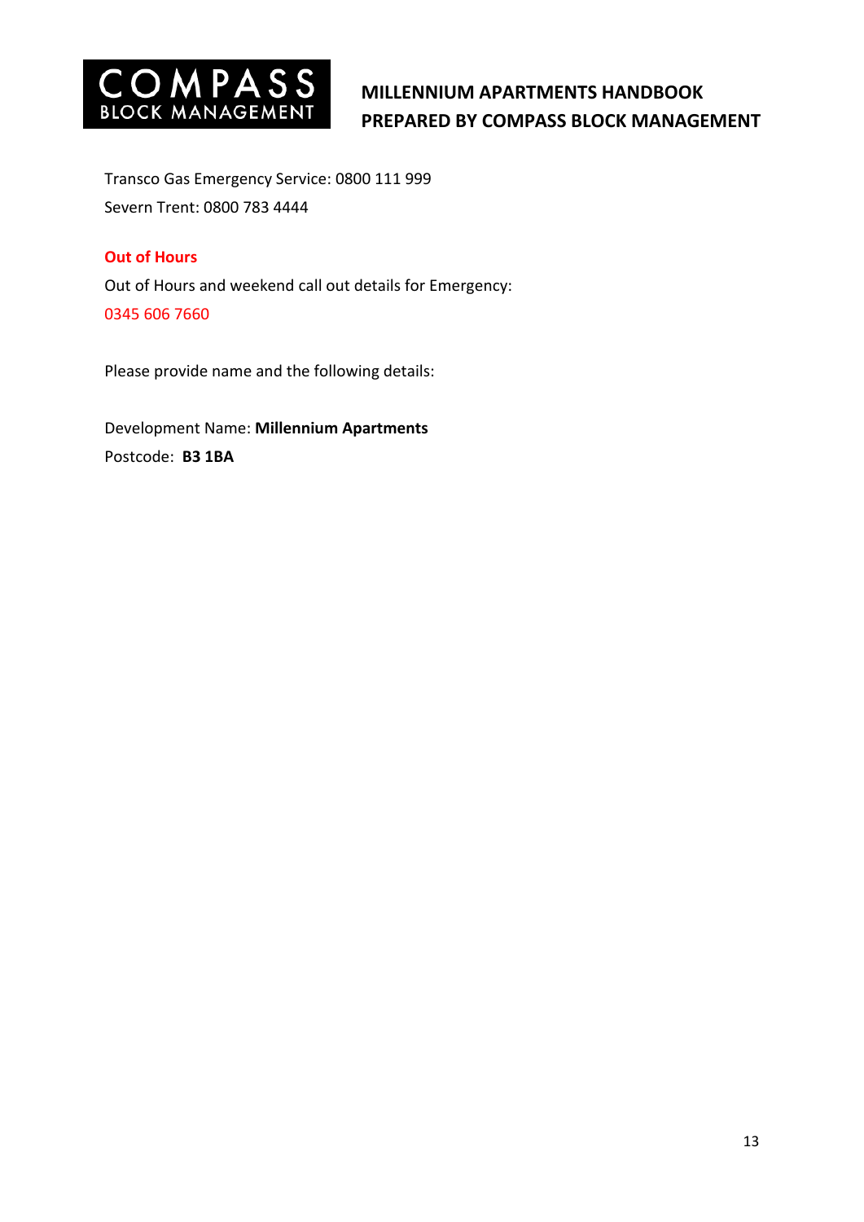Transco Gas Emergency Service: 0800 111 999
Severn Trent: 0800 783 4444

### Out of Hours

Out of Hours and weekend call out details for Emergency:
0345 606 7660

Please provide name and the following details:

Development Name: **Millennium Apartments**
Postcode: **B3 1BA**